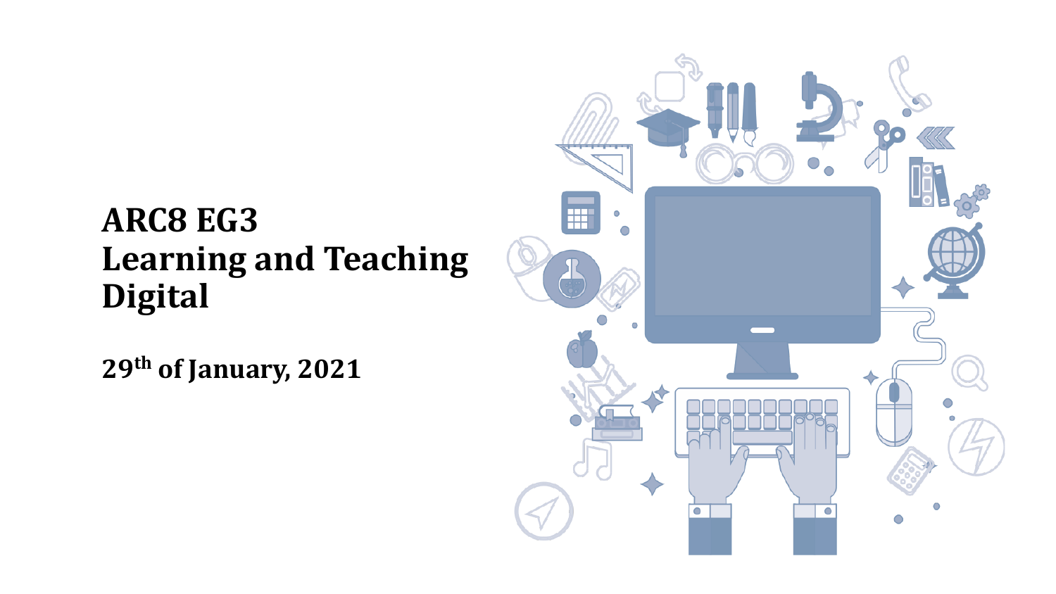# ARC8 EG3
# Learning and Teaching Digital

**29th of January, 2021**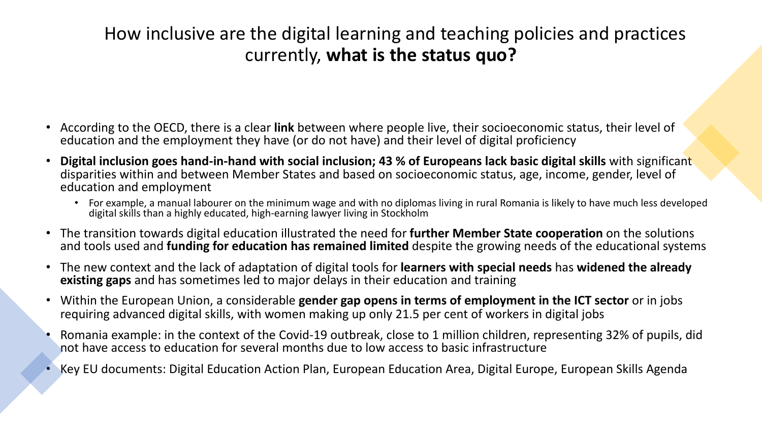# How inclusive are the digital learning and teaching policies and practices currently, **what is the status quo?**

- According to the OECD, there is a clear **link** between where people live, their socioeconomic status, their level of education and the employment they have (or do not have) and their level of digital proficiency
- **Digital inclusion goes hand-in-hand with social inclusion; 43 % of Europeans lack basic digital skills** with significant disparities within and between Member States and based on socioeconomic status, age, income, gender, level of education and employment
  - For example, a manual labourer on the minimum wage and with no diplomas living in rural Romania is likely to have much less developed digital skills than a highly educated, high-earning lawyer living in Stockholm
- The transition towards digital education illustrated the need for **further Member State cooperation** on the solutions and tools used and **funding for education has remained limited** despite the growing needs of the educational systems
- The new context and the lack of adaptation of digital tools for **learners with special needs** has **widened the already existing gaps** and has sometimes led to major delays in their education and training
- Within the European Union, a considerable **gender gap opens in terms of employment in the ICT sector** or in jobs requiring advanced digital skills, with women making up only 21.5 per cent of workers in digital jobs
- Romania example: in the context of the Covid-19 outbreak, close to 1 million children, representing 32% of pupils, did not have access to education for several months due to low access to basic infrastructure
- Key EU documents: Digital Education Action Plan, European Education Area, Digital Europe, European Skills Agenda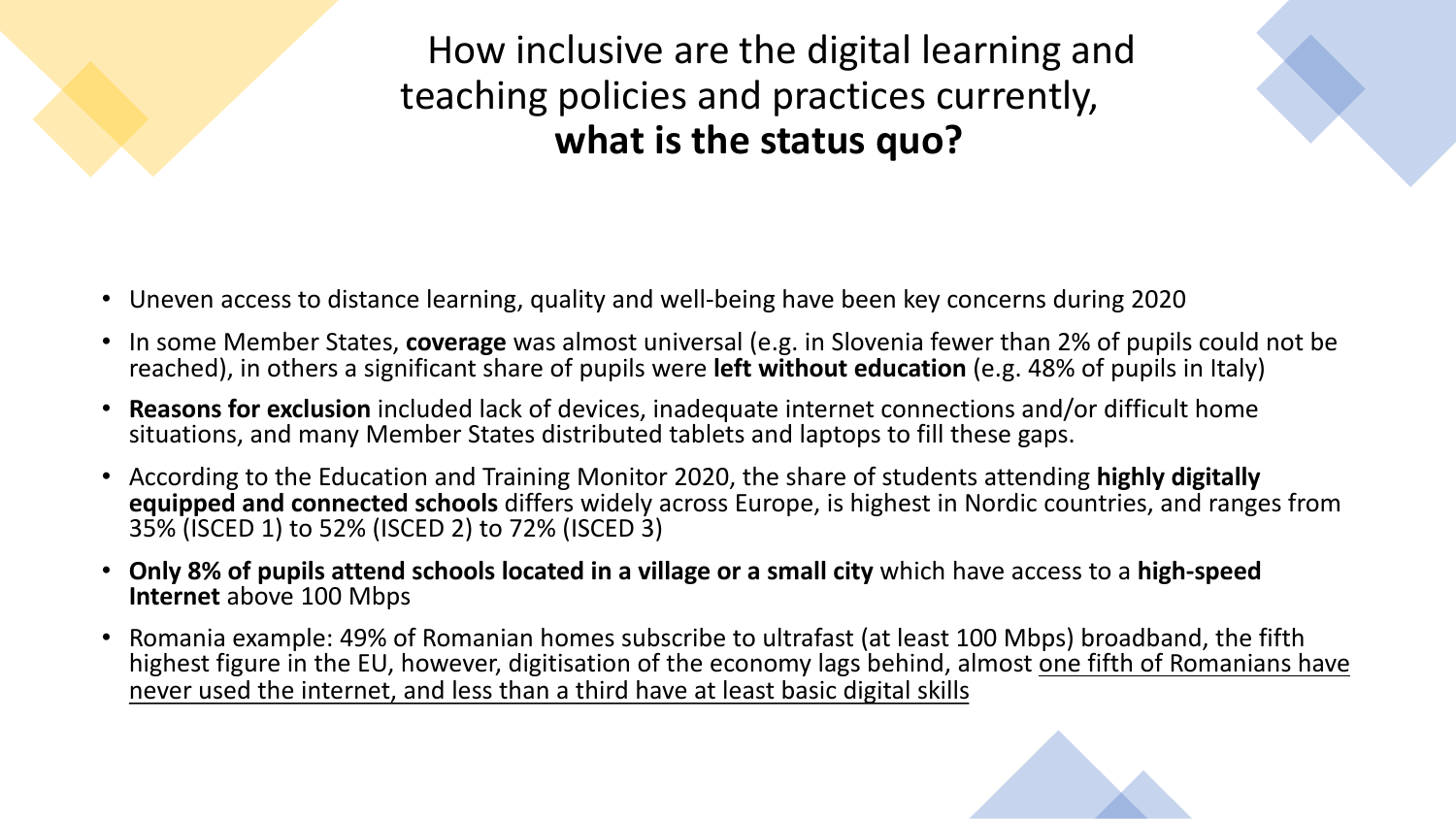# How inclusive are the digital learning and teaching policies and practices currently, **what is the status quo?**

- Uneven access to distance learning, quality and well-being have been key concerns during 2020
- In some Member States, **coverage** was almost universal (e.g. in Slovenia fewer than 2% of pupils could not be reached), in others a significant share of pupils were **left without education** (e.g. 48% of pupils in Italy)
- **Reasons for exclusion** included lack of devices, inadequate internet connections and/or difficult home situations, and many Member States distributed tablets and laptops to fill these gaps.
- According to the Education and Training Monitor 2020, the share of students attending **highly digitally equipped and connected schools** differs widely across Europe, is highest in Nordic countries, and ranges from 35% (ISCED 1) to 52% (ISCED 2) to 72% (ISCED 3)
- **Only 8% of pupils attend schools located in a village or a small city** which have access to a **high-speed Internet** above 100 Mbps
- Romania example: 49% of Romanian homes subscribe to ultrafast (at least 100 Mbps) broadband, the fifth highest figure in the EU, however, digitisation of the economy lags behind, almost <u>one fifth of Romanians have never used the internet, and less than a third have at least basic digital skills</u>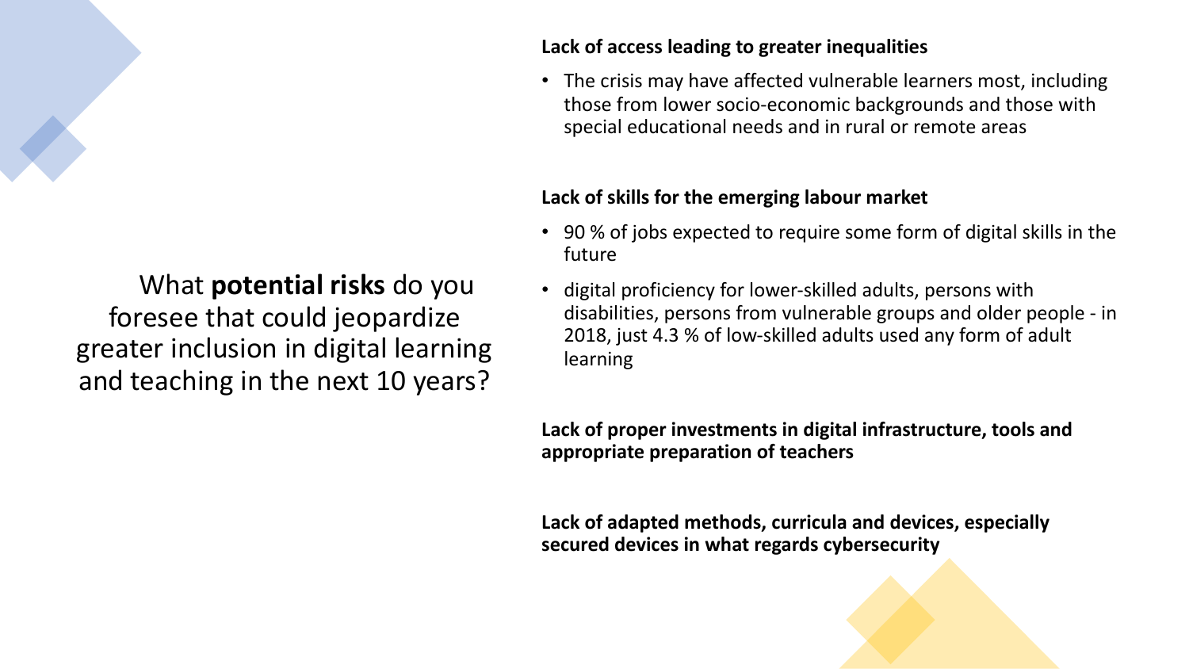What **potential risks** do you foresee that could jeopardize greater inclusion in digital learning and teaching in the next 10 years?

**Lack of access leading to greater inequalities**

- The crisis may have affected vulnerable learners most, including those from lower socio-economic backgrounds and those with special educational needs and in rural or remote areas

**Lack of skills for the emerging labour market**

- 90 % of jobs expected to require some form of digital skills in the future
- digital proficiency for lower-skilled adults, persons with disabilities, persons from vulnerable groups and older people - in 2018, just 4.3 % of low-skilled adults used any form of adult learning

**Lack of proper investments in digital infrastructure, tools and appropriate preparation of teachers**

**Lack of adapted methods, curricula and devices, especially secured devices in what regards cybersecurity**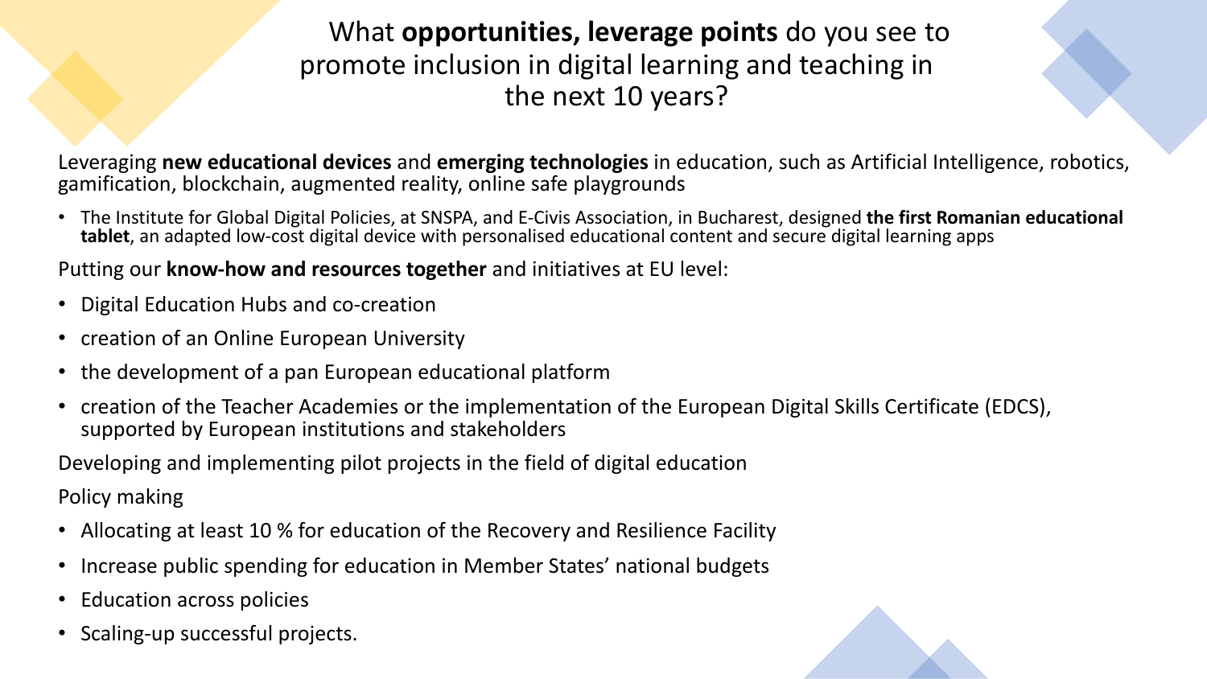# What **opportunities, leverage points** do you see to promote inclusion in digital learning and teaching in the next 10 years?

Leveraging **new educational devices** and **emerging technologies** in education, such as Artificial Intelligence, robotics, gamification, blockchain, augmented reality, online safe playgrounds

- The Institute for Global Digital Policies, at SNSPA, and E-Civis Association, in Bucharest, designed **the first Romanian educational tablet**, an adapted low-cost digital device with personalised educational content and secure digital learning apps

Putting our **know-how and resources together** and initiatives at EU level:

- Digital Education Hubs and co-creation
- creation of an Online European University
- the development of a pan European educational platform
- creation of the Teacher Academies or the implementation of the European Digital Skills Certificate (EDCS), supported by European institutions and stakeholders

Developing and implementing pilot projects in the field of digital education

Policy making

- Allocating at least 10 % for education of the Recovery and Resilience Facility
- Increase public spending for education in Member States' national budgets
- Education across policies
- Scaling-up successful projects.